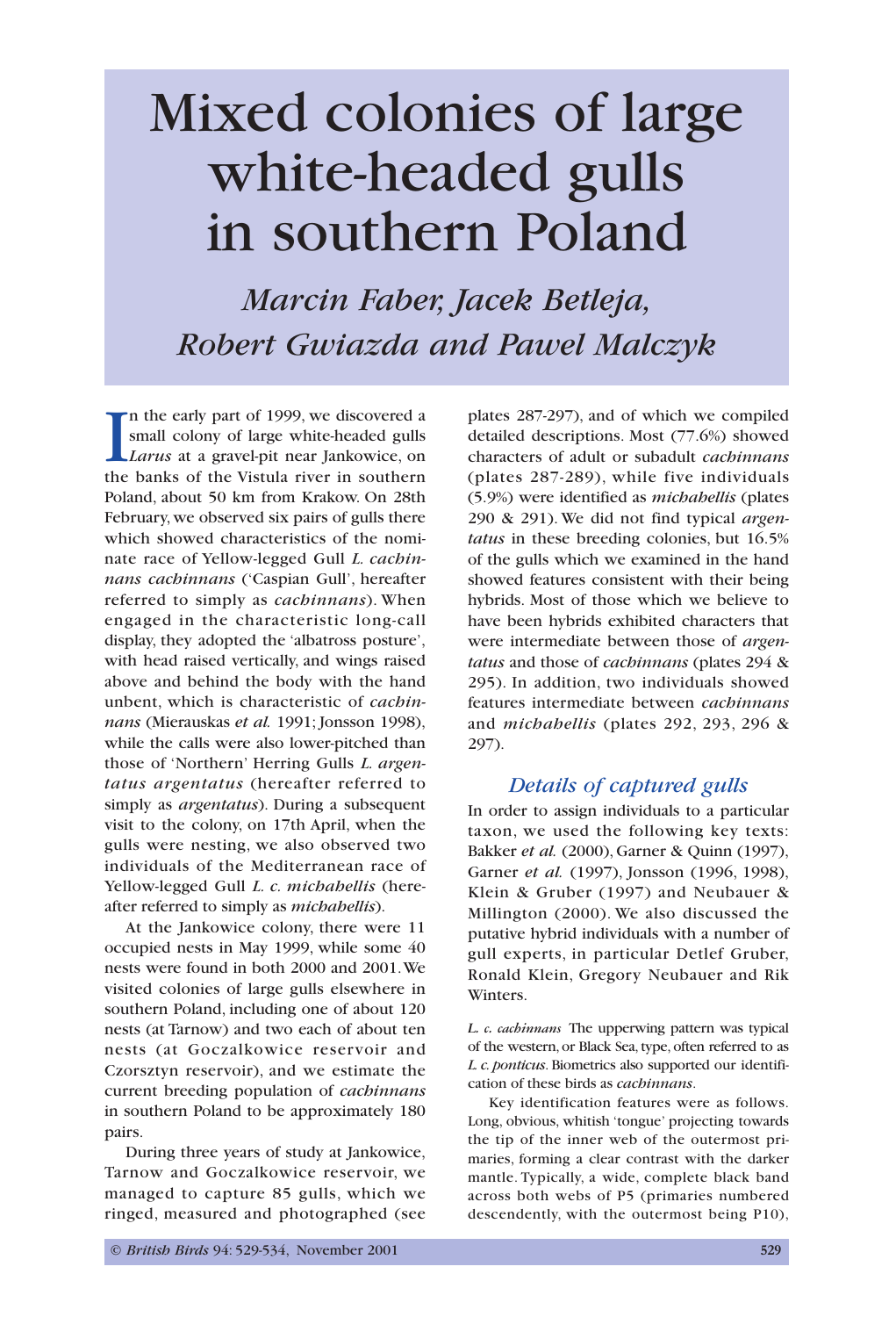# Mixed colonies of large white-headed gulls in southern Poland

*Marcin Faber, Jacek Betleja, Robert Gwiazda and Pawel Malczyk*

In the early part of 1999, we discovered a small colony of large white-headed gulls *Larus* at a gravel-pit near Jankowice, on the banks of the Vistula river in southern Poland, about 50 km from Krakow. On 28th February, we observed six pairs of gulls there which showed characteristics of the nominate race of Yellow-legged Gull *L. cachinnans cachinnans* ('Caspian Gull', hereafter referred to simply as *cachinnans*). When engaged in the characteristic long-call display, they adopted the 'albatross posture', with head raised vertically, and wings raised above and behind the body with the hand unbent, which is characteristic of *cachinnans* (Mierauskas *et al.* 1991; Jonsson 1998), while the calls were also lower-pitched than those of 'Northern' Herring Gulls *L. argentatus argentatus* (hereafter referred to simply as *argentatus*). During a subsequent visit to the colony, on 17th April, when the gulls were nesting, we also observed two individuals of the Mediterranean race of Yellow-legged Gull *L. c. michahellis* (hereafter referred to simply as *michahellis*).

At the Jankowice colony, there were 11 occupied nests in May 1999, while some 40 nests were found in both 2000 and 2001. We visited colonies of large gulls elsewhere in southern Poland, including one of about 120 nests (at Tarnow) and two each of about ten nests (at Goczalkowice reservoir and Czorsztyn reservoir), and we estimate the current breeding population of *cachinnans* in southern Poland to be approximately 180 pairs.

During three years of study at Jankowice, Tarnow and Goczalkowice reservoir, we managed to capture 85 gulls, which we ringed, measured and photographed (see plates 287-297), and of which we compiled detailed descriptions. Most (77.6%) showed characters of adult or subadult *cachinnans* (plates 287-289), while five individuals (5.9%) were identified as *michahellis* (plates 290 & 291). We did not find typical *argentatus* in these breeding colonies, but 16.5% of the gulls which we examined in the hand showed features consistent with their being hybrids. Most of those which we believe to have been hybrids exhibited characters that were intermediate between those of *argentatus* and those of *cachinnans* (plates 294 & 295). In addition, two individuals showed features intermediate between *cachinnans* and *michahellis* (plates 292, 293, 296 & 297).

## Details of captured gulls

In order to assign individuals to a particular taxon, we used the following key texts: Bakker *et al.* (2000), Garner & Quinn (1997), Garner *et al.* (1997), Jonsson (1996, 1998), Klein & Gruber (1997) and Neubauer & Millington (2000). We also discussed the putative hybrid individuals with a number of gull experts, in particular Detlef Gruber, Ronald Klein, Gregory Neubauer and Rik Winters.

*L. c. cachinnans* The upperwing pattern was typical of the western, or Black Sea, type, often referred to as *L. c. ponticus*. Biometrics also supported our identification of these birds as *cachinnans*.

Key identification features were as follows. Long, obvious, whitish 'tongue' projecting towards the tip of the inner web of the outermost primaries, forming a clear contrast with the darker mantle. Typically, a wide, complete black band across both webs of P5 (primaries numbered descendently, with the outermost being P10),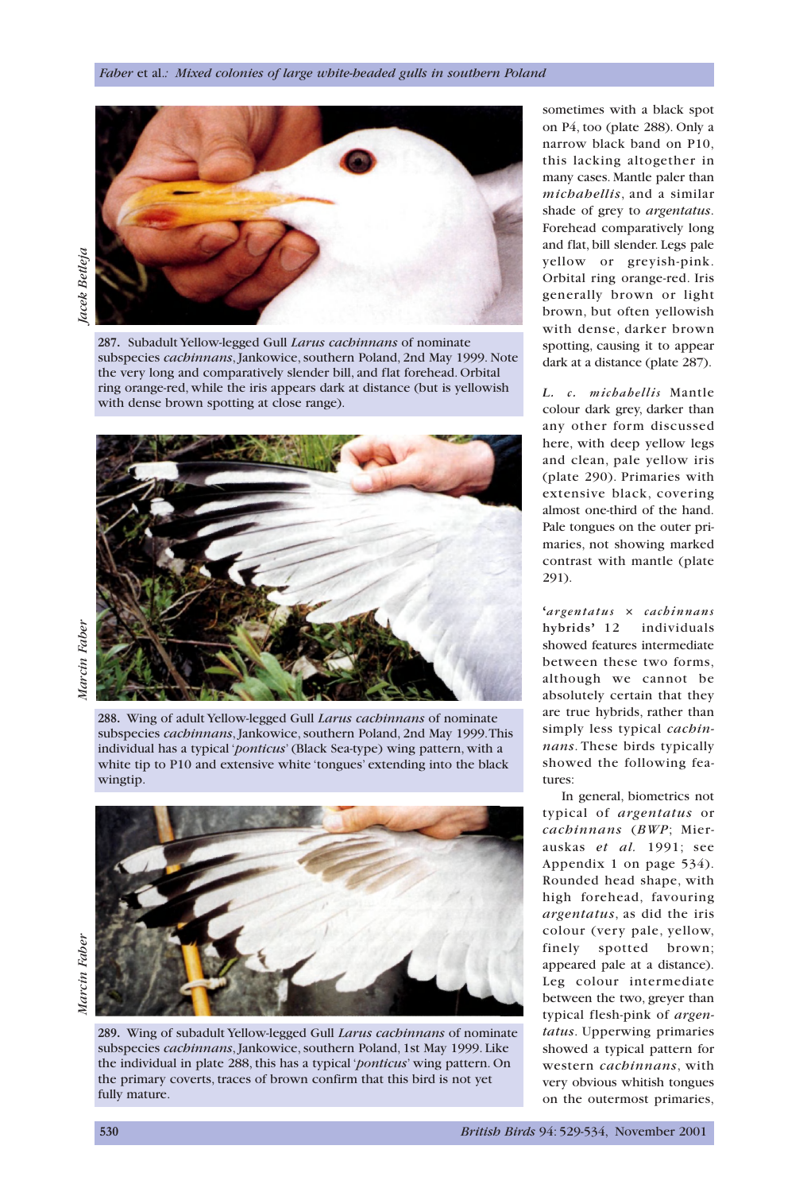287. Subadult Yellow-legged Gull *Larus cachinnans* of nominate subspecies *cachinnans*, Jankowice, southern Poland, 2nd May 1999. Note the very long and comparatively slender bill, and flat forehead. Orbital ring orange-red, while the iris appears dark at distance (but is yellowish with dense brown spotting at close range).

288. Wing of adult Yellow-legged Gull *Larus cachinnans* of nominate subspecies *cachinnans*, Jankowice, southern Poland, 2nd May 1999. This individual has a typical '*ponticus*' (Black Sea-type) wing pattern, with a white tip to P10 and extensive white 'tongues' extending into the black wingtip.

289. Wing of subadult Yellow-legged Gull *Larus cachinnans* of nominate subspecies *cachinnans*, Jankowice, southern Poland, 1st May 1999. Like the individual in plate 288, this has a typical '*ponticus*' wing pattern. On the primary coverts, traces of brown confirm that this bird is not yet fully mature.

sometimes with a black spot on P4, too (plate 288). Only a narrow black band on P10, this lacking altogether in many cases. Mantle paler than *michahellis*, and a similar shade of grey to *argentatus*. Forehead comparatively long and flat, bill slender. Legs pale yellow or greyish-pink. Orbital ring orange-red. Iris generally brown or light brown, but often yellowish with dense, darker brown spotting, causing it to appear dark at a distance (plate 287).

***L. c. michahellis*** Mantle colour dark grey, darker than any other form discussed here, with deep yellow legs and clean, pale yellow iris (plate 290). Primaries with extensive black, covering almost one-third of the hand. Pale tongues on the outer primaries, not showing marked contrast with mantle (plate 291).

**'*argentatus* × *cachinnans* hybrids'** 12 individuals showed features intermediate between these two forms, although we cannot be absolutely certain that they are true hybrids, rather than simply less typical *cachinnans*. These birds typically showed the following features:

In general, biometrics not typical of *argentatus* or *cachinnans* (*BWP*; Mierauskas *et al.* 1991; see Appendix 1 on page 534). Rounded head shape, with high forehead, favouring *argentatus*, as did the iris colour (very pale, yellow, finely spotted brown; appeared pale at a distance). Leg colour intermediate between the two, greyer than typical flesh-pink of *argentatus*. Upperwing primaries showed a typical pattern for western *cachinnans*, with very obvious whitish tongues on the outermost primaries,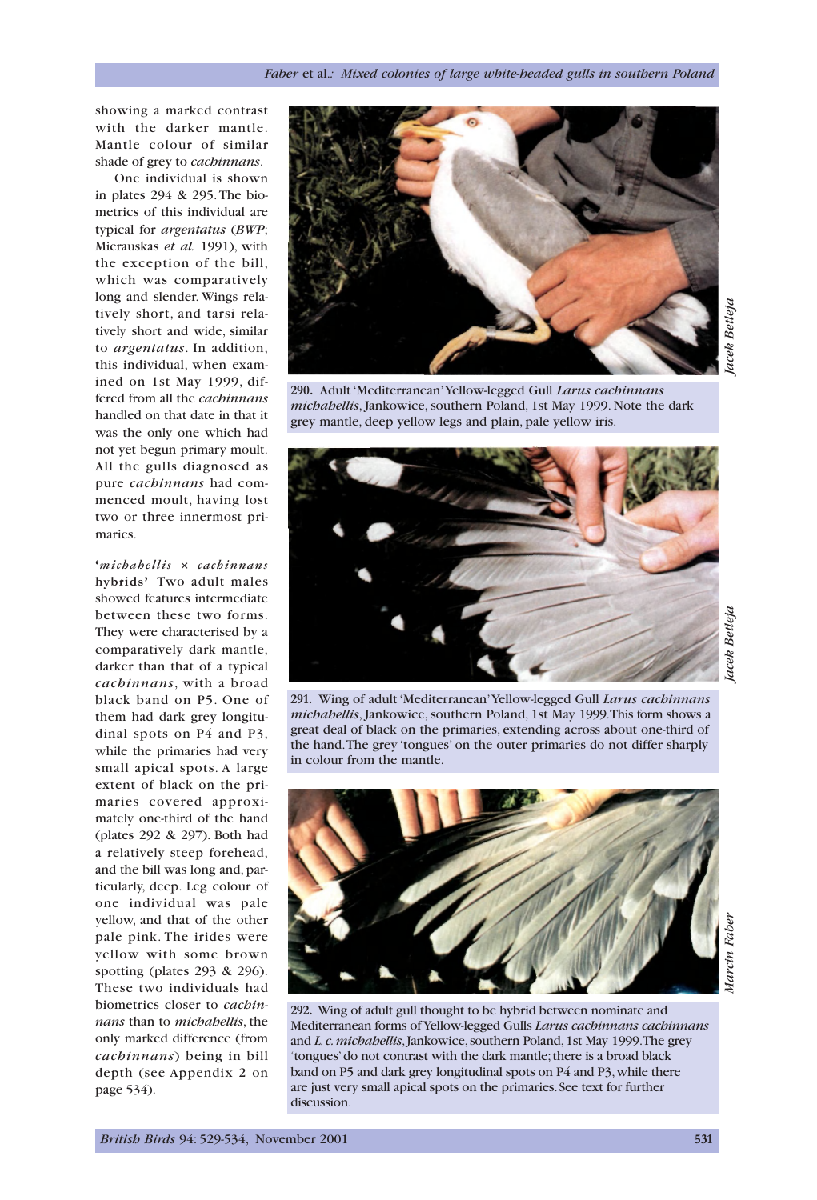showing a marked contrast with the darker mantle. Mantle colour of similar shade of grey to *cachinnans*.

One individual is shown in plates 294 & 295. The biometrics of this individual are typical for *argentatus* (*BWP*; Mierauskas *et al.* 1991), with the exception of the bill, which was comparatively long and slender. Wings relatively short, and tarsi relatively short and wide, similar to *argentatus*. In addition, this individual, when examined on 1st May 1999, differed from all the *cachinnans* handled on that date in that it was the only one which had not yet begun primary moult. All the gulls diagnosed as pure *cachinnans* had commenced moult, having lost two or three innermost primaries.

**'*michahellis* × *cachinnans* hybrids'** Two adult males showed features intermediate between these two forms. They were characterised by a comparatively dark mantle, darker than that of a typical *cachinnans*, with a broad black band on P5. One of them had dark grey longitudinal spots on P4 and P3, while the primaries had very small apical spots. A large extent of black on the primaries covered approximately one-third of the hand (plates 292 & 297). Both had a relatively steep forehead, and the bill was long and, particularly, deep. Leg colour of one individual was pale yellow, and that of the other pale pink. The irides were yellow with some brown spotting (plates 293 & 296). These two individuals had biometrics closer to *cachinnans* than to *michahellis*, the only marked difference (from *cachinnans*) being in bill depth (see Appendix 2 on page 534).

Jacek Betleja

**290.** Adult 'Mediterranean' Yellow-legged Gull *Larus cachinnans michahellis*, Jankowice, southern Poland, 1st May 1999. Note the dark grey mantle, deep yellow legs and plain, pale yellow iris.

Jacek Betleja

**291.** Wing of adult 'Mediterranean' Yellow-legged Gull *Larus cachinnans michahellis*, Jankowice, southern Poland, 1st May 1999. This form shows a great deal of black on the primaries, extending across about one-third of the hand. The grey 'tongues' on the outer primaries do not differ sharply in colour from the mantle.

Marcin Faber

**292.** Wing of adult gull thought to be hybrid between nominate and Mediterranean forms of Yellow-legged Gulls *Larus cachinnans cachinnans* and *L. c. michahellis*, Jankowice, southern Poland, 1st May 1999. The grey 'tongues' do not contrast with the dark mantle; there is a broad black band on P5 and dark grey longitudinal spots on P4 and P3, while there are just very small apical spots on the primaries. See text for further discussion.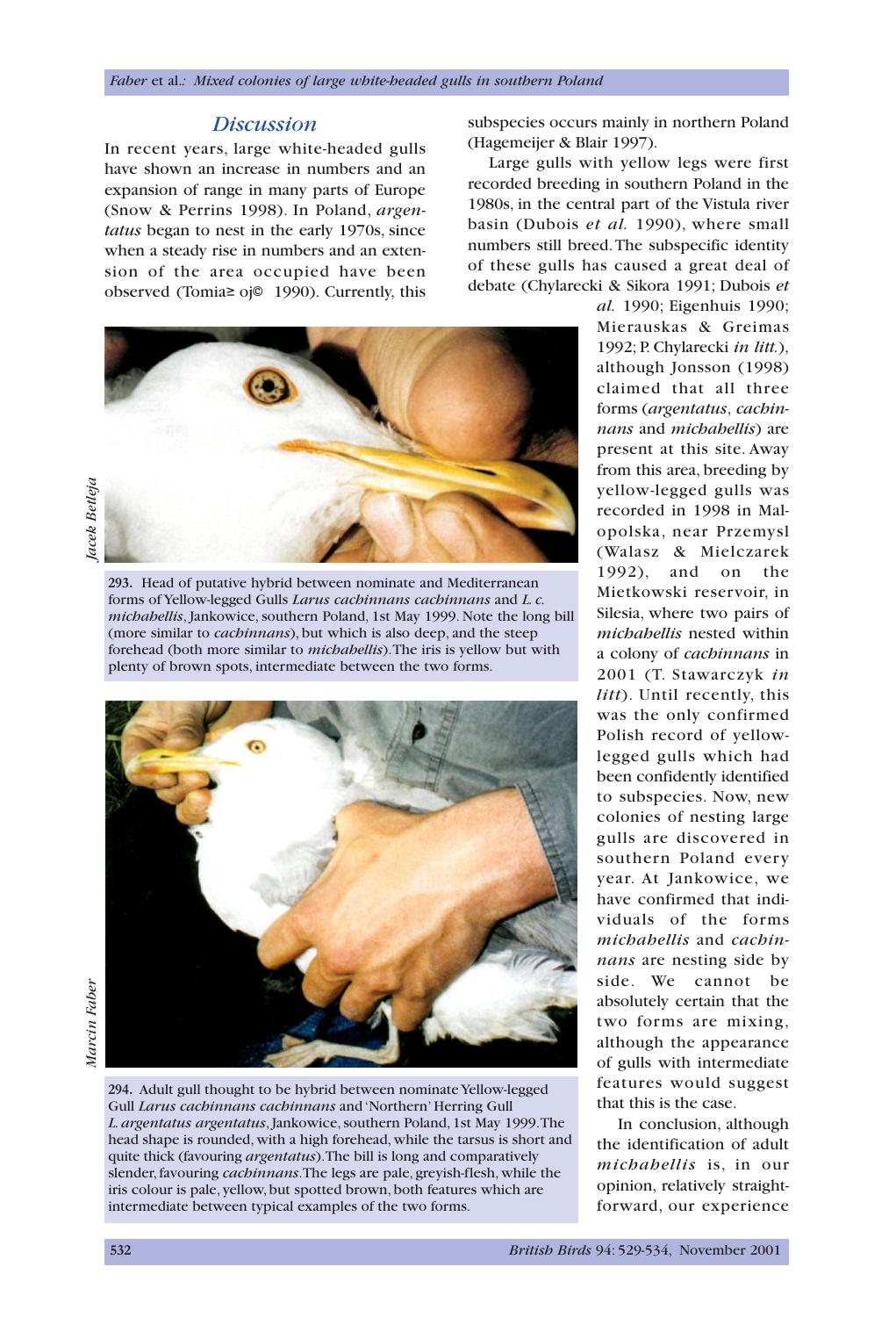## Discussion

In recent years, large white-headed gulls have shown an increase in numbers and an expansion of range in many parts of Europe (Snow & Perrins 1998). In Poland, *argentatus* began to nest in the early 1970s, since when a steady rise in numbers and an extension of the area occupied have been observed (Tomiałojć 1990). Currently, this subspecies occurs mainly in northern Poland (Hagemeijer & Blair 1997).

Large gulls with yellow legs were first recorded breeding in southern Poland in the 1980s, in the central part of the Vistula river basin (Dubois *et al.* 1990), where small numbers still breed. The subspecific identity of these gulls has caused a great deal of debate (Chylarecki & Sikora 1991; Dubois *et al.* 1990; Eigenhuis 1990; Mierauskas & Greimas 1992; P. Chylarecki *in litt.*), although Jonsson (1998) claimed that all three forms (*argentatus*, *cachinnans* and *michahellis*) are present at this site. Away from this area, breeding by yellow-legged gulls was recorded in 1998 in Malopolska, near Przemysl (Walasz & Mielczarek 1992), and on the Mietkowski reservoir, in Silesia, where two pairs of *michahellis* nested within a colony of *cachinnans* in 2001 (T. Stawarczyk *in litt*). Until recently, this was the only confirmed Polish record of yellow-legged gulls which had been confidently identified to subspecies. Now, new colonies of nesting large gulls are discovered in southern Poland every year. At Jankowice, we have confirmed that individuals of the forms *michahellis* and *cachinnans* are nesting side by side. We cannot be absolutely certain that the two forms are mixing, although the appearance of gulls with intermediate features would suggest that this is the case.

In conclusion, although the identification of adult *michahellis* is, in our opinion, relatively straightforward, our experience

Jacek Betleja

**293.** Head of putative hybrid between nominate and Mediterranean forms of Yellow-legged Gulls *Larus cachinnans cachinnans* and *L. c. michahellis*, Jankowice, southern Poland, 1st May 1999. Note the long bill (more similar to *cachinnans*), but which is also deep, and the steep forehead (both more similar to *michahellis*). The iris is yellow but with plenty of brown spots, intermediate between the two forms.

Marcin Faber

**294.** Adult gull thought to be hybrid between nominate Yellow-legged Gull *Larus cachinnans cachinnans* and 'Northern' Herring Gull *L. argentatus argentatus*, Jankowice, southern Poland, 1st May 1999. The head shape is rounded, with a high forehead, while the tarsus is short and quite thick (favouring *argentatus*). The bill is long and comparatively slender, favouring *cachinnans*. The legs are pale, greyish-flesh, while the iris colour is pale, yellow, but spotted brown, both features which are intermediate between typical examples of the two forms.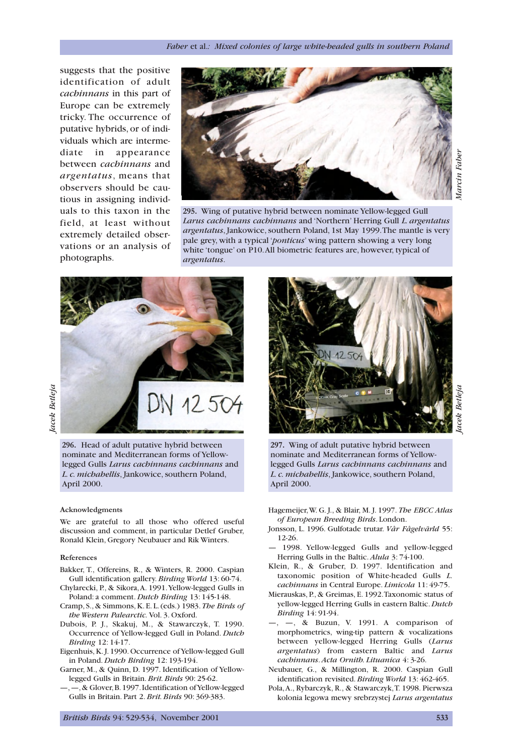suggests that the positive identification of adult *cachinnans* in this part of Europe can be extremely tricky. The occurrence of putative hybrids, or of individuals which are intermediate in appearance between *cachinnans* and *argentatus*, means that observers should be cautious in assigning individuals to this taxon in the field, at least without extremely detailed observations or an analysis of photographs.

**295.** Wing of putative hybrid between nominate Yellow-legged Gull *Larus cachinnans cachinnans* and 'Northern' Herring Gull *L. argentatus argentatus*, Jankowice, southern Poland, 1st May 1999. The mantle is very pale grey, with a typical '*ponticus*' wing pattern showing a very long white 'tongue' on P10. All biometric features are, however, typical of *argentatus*.

**296.** Head of adult putative hybrid between nominate and Mediterranean forms of Yellow-legged Gulls *Larus cachinnans cachinnans* and *L. c. michahellis*, Jankowice, southern Poland, April 2000.

**297.** Wing of adult putative hybrid between nominate and Mediterranean forms of Yellow-legged Gulls *Larus cachinnans cachinnans* and *L. c. michahellis*, Jankowice, southern Poland, April 2000.

#### Acknowledgments

We are grateful to all those who offered useful discussion and comment, in particular Detlef Gruber, Ronald Klein, Gregory Neubauer and Rik Winters.

#### References

Bakker, T., Offereins, R., & Winters, R. 2000. Caspian Gull identification gallery. *Birding World* 13: 60-74.

Chylarecki, P., & Sikora, A. 1991. Yellow-legged Gulls in Poland: a comment. *Dutch Birding* 13: 145-148.

Cramp, S., & Simmons, K. E. L. (eds.) 1983. *The Birds of the Western Palearctic.* Vol. 3. Oxford.

Dubois, P. J., Skakuj, M., & Stawarczyk, T. 1990. Occurrence of Yellow-legged Gull in Poland. *Dutch Birding* 12: 14-17.

Eigenhuis, K. J. 1990. Occurrence of Yellow-legged Gull in Poland. *Dutch Birding* 12: 193-194.

Garner, M., & Quinn, D. 1997. Identification of Yellow-legged Gulls in Britain. *Brit. Birds* 90: 25-62.

—, —, & Glover, B. 1997. Identification of Yellow-legged Gulls in Britain. Part 2. *Brit. Birds* 90: 369-383.

Hagemeijer, W. G. J., & Blair, M. J. 1997. *The EBCC Atlas of European Breeding Birds*. London.

Jonsson, L. 1996. Gulfotade trutar. *Vår Fågelvärld* 55: 12-26.

— 1998. Yellow-legged Gulls and yellow-legged Herring Gulls in the Baltic. *Alula* 3: 74-100.

Klein, R., & Gruber, D. 1997. Identification and taxonomic position of White-headed Gulls *L. cachinnans* in Central Europe. *Limicola* 11: 49-75.

Mierauskas, P., & Greimas, E. 1992. Taxonomic status of yellow-legged Herring Gulls in eastern Baltic. *Dutch Birding* 14: 91-94.

—, —, & Buzun, V. 1991. A comparison of morphometrics, wing-tip pattern & vocalizations between yellow-legged Herring Gulls (*Larus argentatus*) from eastern Baltic and *Larus cachinnans*. *Acta Ornith. Lituanica* 4: 3-26.

Neubauer, G., & Millington, R. 2000. Caspian Gull identification revisited. *Birding World* 13: 462-465.

Pola, A., Rybarczyk, R., & Stawarczyk, T. 1998. Pierwsza kolonia legowa mewy srebrzystej *Larus argentatus*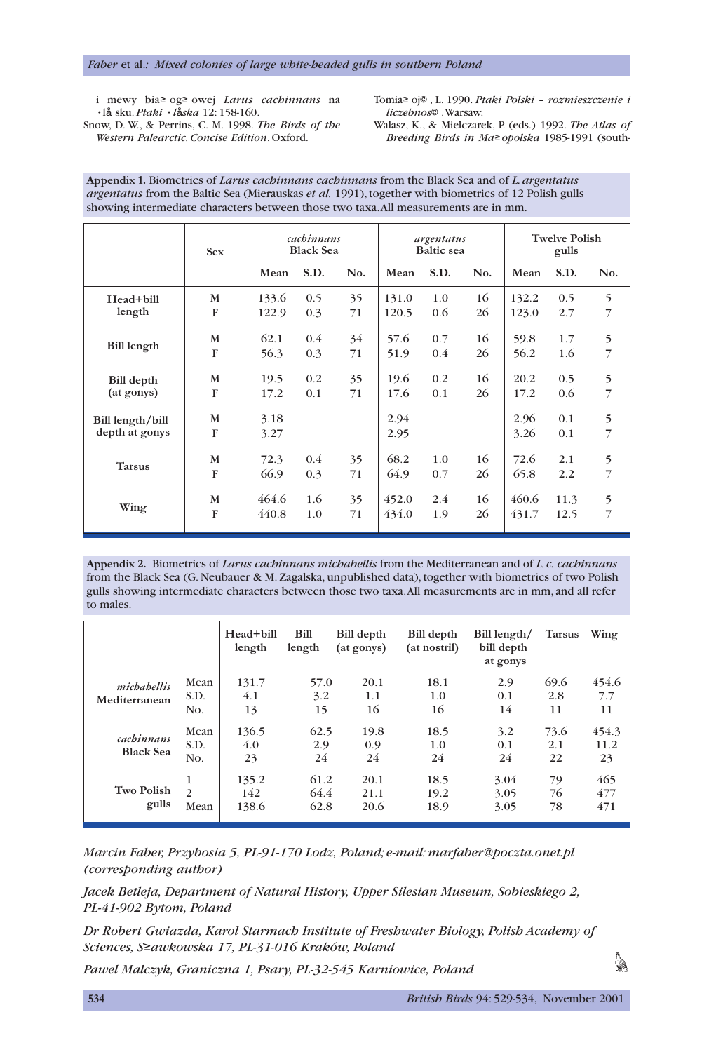i mewy białogłowej *Larus cachinnans* na Śląsku. *Ptaki Śląska* 12: 158-160.

Snow, D. W., & Perrins, C. M. 1998. *The Birds of the Western Palearctic. Concise Edition*. Oxford.

Tomiałojć, L. 1990. *Ptaki Polski – rozmieszczenie i liczebność*. Warsaw.

Walasz, K., & Mielczarek, P. (eds.) 1992. *The Atlas of Breeding Birds in Małopolska* 1985-1991 (south-

**Appendix 1.** Biometrics of *Larus cachinnans cachinnans* from the Black Sea and of *L. argentatus argentatus* from the Baltic Sea (Mierauskas *et al.* 1991), together with biometrics of 12 Polish gulls showing intermediate characters between those two taxa. All measurements are in mm.

| | Sex | *cachinnans* Black Sea | | | *argentatus* Baltic sea | | | Twelve Polish gulls | | |
|---|---|---|---|---|---|---|---|---|---|---|
| | | Mean | S.D. | No. | Mean | S.D. | No. | Mean | S.D. | No. |
| Head+bill length | M | 133.6 | 0.5 | 35 | 131.0 | 1.0 | 16 | 132.2 | 0.5 | 5 |
| | F | 122.9 | 0.3 | 71 | 120.5 | 0.6 | 26 | 123.0 | 2.7 | 7 |
| Bill length | M | 62.1 | 0.4 | 34 | 57.6 | 0.7 | 16 | 59.8 | 1.7 | 5 |
| | F | 56.3 | 0.3 | 71 | 51.9 | 0.4 | 26 | 56.2 | 1.6 | 7 |
| Bill depth (at gonys) | M | 19.5 | 0.2 | 35 | 19.6 | 0.2 | 16 | 20.2 | 0.5 | 5 |
| | F | 17.2 | 0.1 | 71 | 17.6 | 0.1 | 26 | 17.2 | 0.6 | 7 |
| Bill length/bill depth at gonys | M | 3.18 | | | 2.94 | | | 2.96 | 0.1 | 5 |
| | F | 3.27 | | | 2.95 | | | 3.26 | 0.1 | 7 |
| Tarsus | M | 72.3 | 0.4 | 35 | 68.2 | 1.0 | 16 | 72.6 | 2.1 | 5 |
| | F | 66.9 | 0.3 | 71 | 64.9 | 0.7 | 26 | 65.8 | 2.2 | 7 |
| Wing | M | 464.6 | 1.6 | 35 | 452.0 | 2.4 | 16 | 460.6 | 11.3 | 5 |
| | F | 440.8 | 1.0 | 71 | 434.0 | 1.9 | 26 | 431.7 | 12.5 | 7 |

**Appendix 2.** Biometrics of *Larus cachinnans michahellis* from the Mediterranean and of *L. c. cachinnans* from the Black Sea (G. Neubauer & M. Zagalska, unpublished data), together with biometrics of two Polish gulls showing intermediate characters between those two taxa. All measurements are in mm, and all refer to males.

| | | Head+bill length | Bill length | Bill depth (at gonys) | Bill depth (at nostril) | Bill length/ bill depth at gonys | Tarsus | Wing |
|---|---|---|---|---|---|---|---|---|
| *michahellis* Mediterranean | Mean | 131.7 | 57.0 | 20.1 | 18.1 | 2.9 | 69.6 | 454.6 |
| | S.D. | 4.1 | 3.2 | 1.1 | 1.0 | 0.1 | 2.8 | 7.7 |
| | No. | 13 | 15 | 16 | 16 | 14 | 11 | 11 |
| *cachinnans* Black Sea | Mean | 136.5 | 62.5 | 19.8 | 18.5 | 3.2 | 73.6 | 454.3 |
| | S.D. | 4.0 | 2.9 | 0.9 | 1.0 | 0.1 | 2.1 | 11.2 |
| | No. | 23 | 24 | 24 | 24 | 24 | 22 | 23 |
| Two Polish gulls | 1 | 135.2 | 61.2 | 20.1 | 18.5 | 3.04 | 79 | 465 |
| | 2 | 142 | 64.4 | 21.1 | 19.2 | 3.05 | 76 | 477 |
| | Mean | 138.6 | 62.8 | 20.6 | 18.9 | 3.05 | 78 | 471 |

*Marcin Faber, Przybosia 5, PL-91-170 Lodz, Poland; e-mail: marfaber@poczta.onet.pl (corresponding author)*

*Jacek Betleja, Department of Natural History, Upper Silesian Museum, Sobieskiego 2, PL-41-902 Bytom, Poland*

*Dr Robert Gwiazda, Karol Starmach Institute of Freshwater Biology, Polish Academy of Sciences, Sławkowska 17, PL-31-016 Kraków, Poland*

*Pawel Malczyk, Graniczna 1, Psary, PL-32-545 Karniowice, Poland*